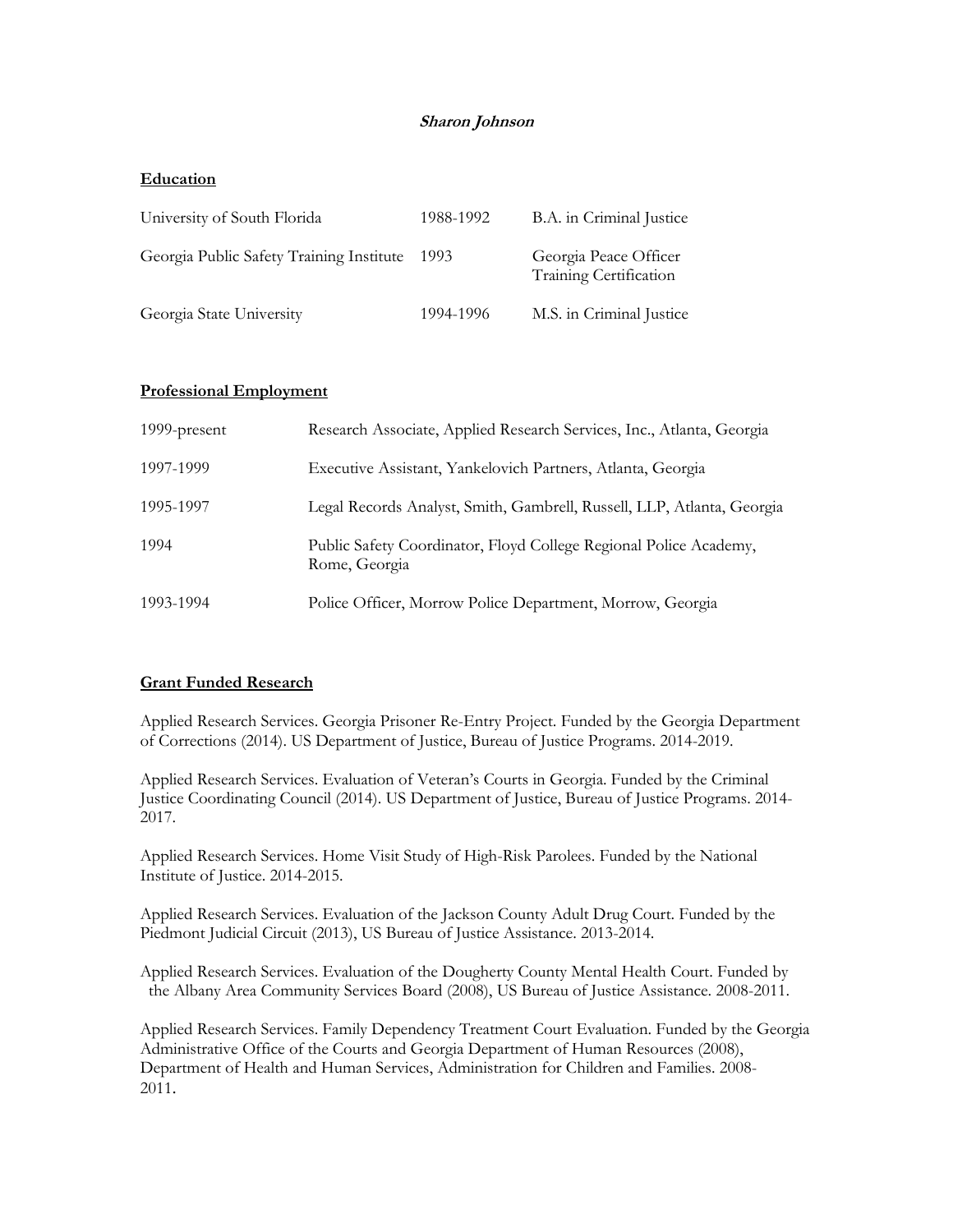# *Sharon Johnson*

## Education

| | | |
|---|---|---|
| University of South Florida | 1988-1992 | B.A. in Criminal Justice |
| Georgia Public Safety Training Institute | 1993 | Georgia Peace Officer Training Certification |
| Georgia State University | 1994-1996 | M.S. in Criminal Justice |

## Professional Employment

| | |
|---|---|
| 1999-present | Research Associate, Applied Research Services, Inc., Atlanta, Georgia |
| 1997-1999 | Executive Assistant, Yankelovich Partners, Atlanta, Georgia |
| 1995-1997 | Legal Records Analyst, Smith, Gambrell, Russell, LLP, Atlanta, Georgia |
| 1994 | Public Safety Coordinator, Floyd College Regional Police Academy, Rome, Georgia |
| 1993-1994 | Police Officer, Morrow Police Department, Morrow, Georgia |

## Grant Funded Research

Applied Research Services. Georgia Prisoner Re-Entry Project. Funded by the Georgia Department of Corrections (2014). US Department of Justice, Bureau of Justice Programs. 2014-2019.

Applied Research Services. Evaluation of Veteran's Courts in Georgia. Funded by the Criminal Justice Coordinating Council (2014). US Department of Justice, Bureau of Justice Programs. 2014-2017.

Applied Research Services. Home Visit Study of High-Risk Parolees. Funded by the National Institute of Justice. 2014-2015.

Applied Research Services. Evaluation of the Jackson County Adult Drug Court. Funded by the Piedmont Judicial Circuit (2013), US Bureau of Justice Assistance. 2013-2014.

Applied Research Services. Evaluation of the Dougherty County Mental Health Court. Funded by the Albany Area Community Services Board (2008), US Bureau of Justice Assistance. 2008-2011.

Applied Research Services. Family Dependency Treatment Court Evaluation. Funded by the Georgia Administrative Office of the Courts and Georgia Department of Human Resources (2008), Department of Health and Human Services, Administration for Children and Families. 2008-2011.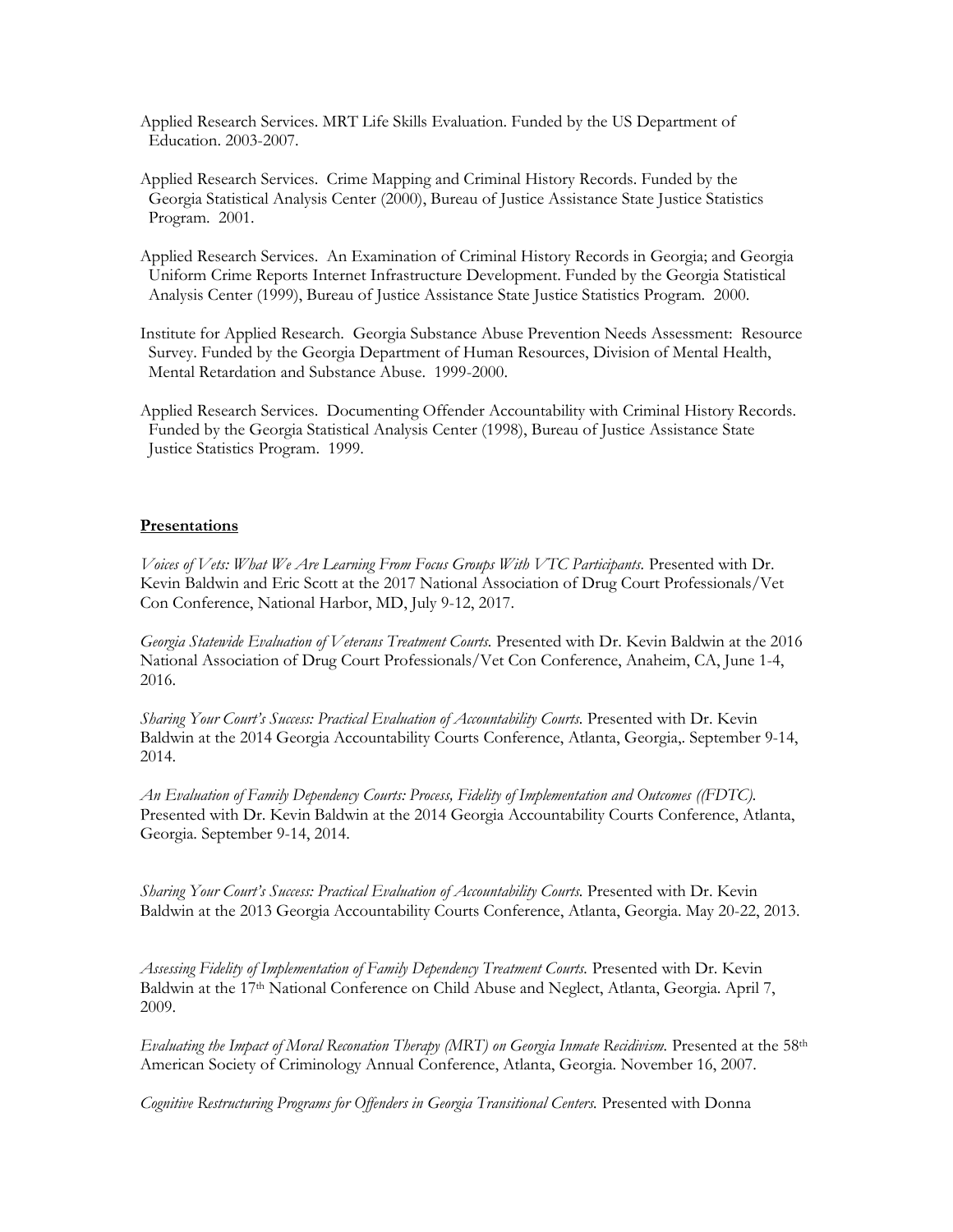Applied Research Services. MRT Life Skills Evaluation. Funded by the US Department of Education. 2003-2007.

Applied Research Services. Crime Mapping and Criminal History Records. Funded by the Georgia Statistical Analysis Center (2000), Bureau of Justice Assistance State Justice Statistics Program. 2001.

Applied Research Services. An Examination of Criminal History Records in Georgia; and Georgia Uniform Crime Reports Internet Infrastructure Development. Funded by the Georgia Statistical Analysis Center (1999), Bureau of Justice Assistance State Justice Statistics Program. 2000.

Institute for Applied Research. Georgia Substance Abuse Prevention Needs Assessment: Resource Survey. Funded by the Georgia Department of Human Resources, Division of Mental Health, Mental Retardation and Substance Abuse. 1999-2000.

Applied Research Services. Documenting Offender Accountability with Criminal History Records. Funded by the Georgia Statistical Analysis Center (1998), Bureau of Justice Assistance State Justice Statistics Program. 1999.

## **Presentations**

*Voices of Vets: What We Are Learning From Focus Groups With VTC Participants.* Presented with Dr. Kevin Baldwin and Eric Scott at the 2017 National Association of Drug Court Professionals/Vet Con Conference, National Harbor, MD, July 9-12, 2017.

*Georgia Statewide Evaluation of Veterans Treatment Courts.* Presented with Dr. Kevin Baldwin at the 2016 National Association of Drug Court Professionals/Vet Con Conference, Anaheim, CA, June 1-4, 2016.

*Sharing Your Court's Success: Practical Evaluation of Accountability Courts.* Presented with Dr. Kevin Baldwin at the 2014 Georgia Accountability Courts Conference, Atlanta, Georgia,. September 9-14, 2014.

*An Evaluation of Family Dependency Courts: Process, Fidelity of Implementation and Outcomes ((FDTC).* Presented with Dr. Kevin Baldwin at the 2014 Georgia Accountability Courts Conference, Atlanta, Georgia. September 9-14, 2014.

*Sharing Your Court's Success: Practical Evaluation of Accountability Courts.* Presented with Dr. Kevin Baldwin at the 2013 Georgia Accountability Courts Conference, Atlanta, Georgia. May 20-22, 2013.

*Assessing Fidelity of Implementation of Family Dependency Treatment Courts.* Presented with Dr. Kevin Baldwin at the 17th National Conference on Child Abuse and Neglect, Atlanta, Georgia. April 7, 2009.

*Evaluating the Impact of Moral Reconation Therapy (MRT) on Georgia Inmate Recidivism.* Presented at the 58th American Society of Criminology Annual Conference, Atlanta, Georgia. November 16, 2007.

*Cognitive Restructuring Programs for Offenders in Georgia Transitional Centers.* Presented with Donna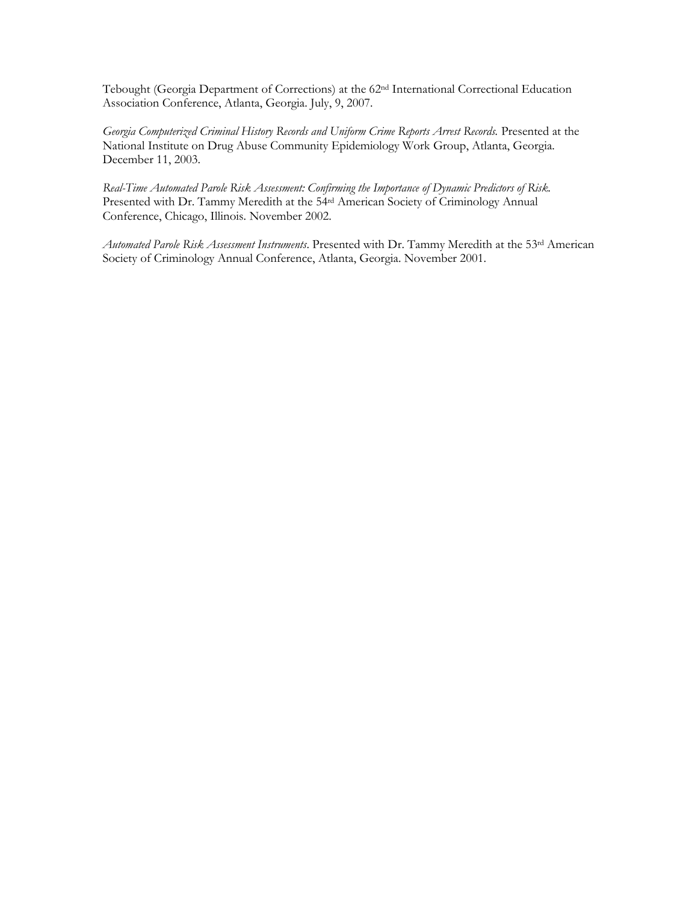Tebought (Georgia Department of Corrections) at the 62nd International Correctional Education Association Conference, Atlanta, Georgia. July, 9, 2007.

*Georgia Computerized Criminal History Records and Uniform Crime Reports Arrest Records.* Presented at the National Institute on Drug Abuse Community Epidemiology Work Group, Atlanta, Georgia. December 11, 2003.

*Real-Time Automated Parole Risk Assessment: Confirming the Importance of Dynamic Predictors of Risk.* Presented with Dr. Tammy Meredith at the 54rd American Society of Criminology Annual Conference, Chicago, Illinois. November 2002.

*Automated Parole Risk Assessment Instruments*. Presented with Dr. Tammy Meredith at the 53rd American Society of Criminology Annual Conference, Atlanta, Georgia. November 2001.